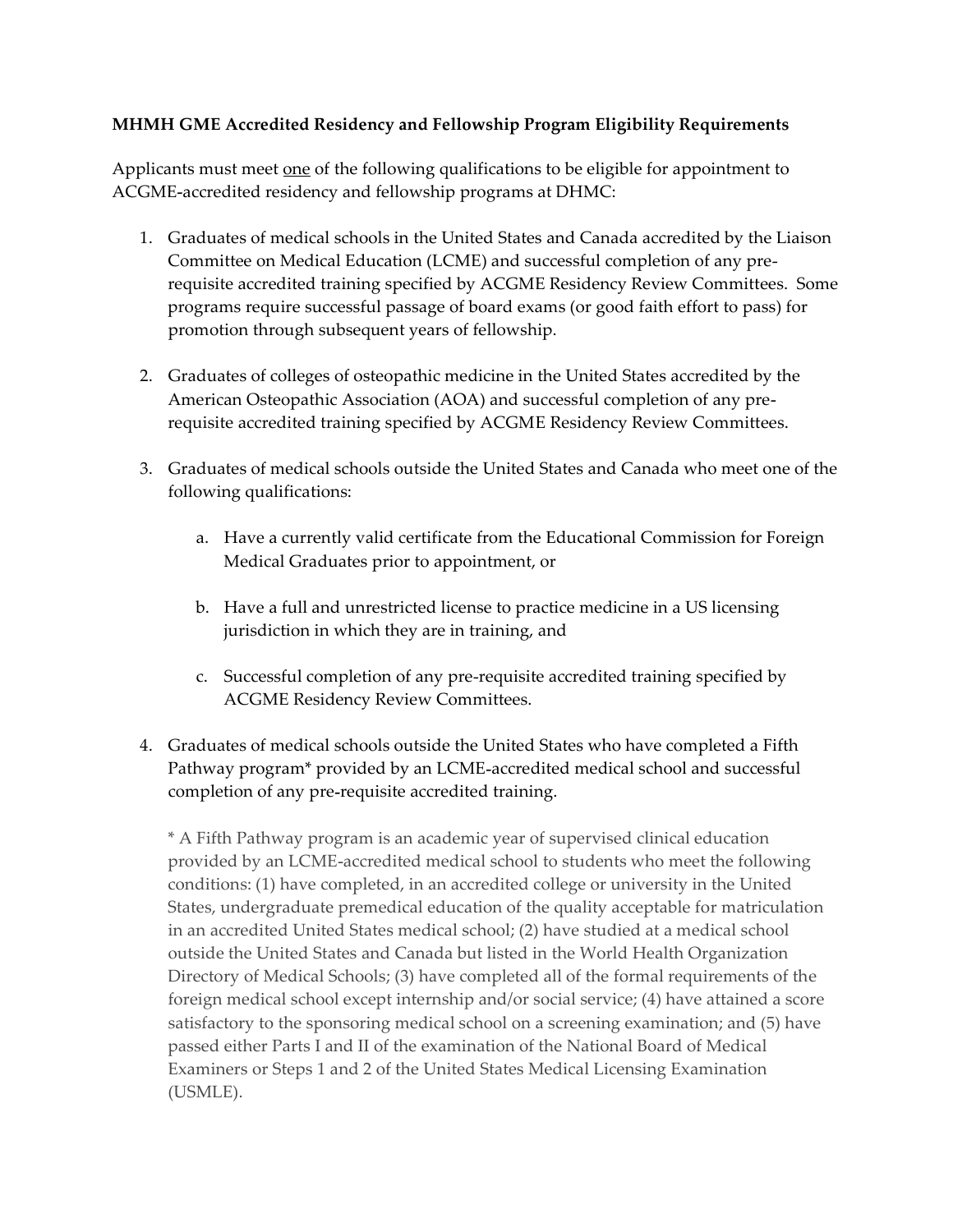**MHMH GME Accredited Residency and Fellowship Program Eligibility Requirements**

Applicants must meet <u>one</u> of the following qualifications to be eligible for appointment to ACGME-accredited residency and fellowship programs at DHMC:

1. Graduates of medical schools in the United States and Canada accredited by the Liaison Committee on Medical Education (LCME) and successful completion of any pre-requisite accredited training specified by ACGME Residency Review Committees. Some programs require successful passage of board exams (or good faith effort to pass) for promotion through subsequent years of fellowship.

2. Graduates of colleges of osteopathic medicine in the United States accredited by the American Osteopathic Association (AOA) and successful completion of any pre-requisite accredited training specified by ACGME Residency Review Committees.

3. Graduates of medical schools outside the United States and Canada who meet one of the following qualifications:

    a. Have a currently valid certificate from the Educational Commission for Foreign Medical Graduates prior to appointment, or

    b. Have a full and unrestricted license to practice medicine in a US licensing jurisdiction in which they are in training, and

    c. Successful completion of any pre-requisite accredited training specified by ACGME Residency Review Committees.

4. Graduates of medical schools outside the United States who have completed a Fifth Pathway program* provided by an LCME-accredited medical school and successful completion of any pre-requisite accredited training.

    * A Fifth Pathway program is an academic year of supervised clinical education provided by an LCME-accredited medical school to students who meet the following conditions: (1) have completed, in an accredited college or university in the United States, undergraduate premedical education of the quality acceptable for matriculation in an accredited United States medical school; (2) have studied at a medical school outside the United States and Canada but listed in the World Health Organization Directory of Medical Schools; (3) have completed all of the formal requirements of the foreign medical school except internship and/or social service; (4) have attained a score satisfactory to the sponsoring medical school on a screening examination; and (5) have passed either Parts I and II of the examination of the National Board of Medical Examiners or Steps 1 and 2 of the United States Medical Licensing Examination (USMLE).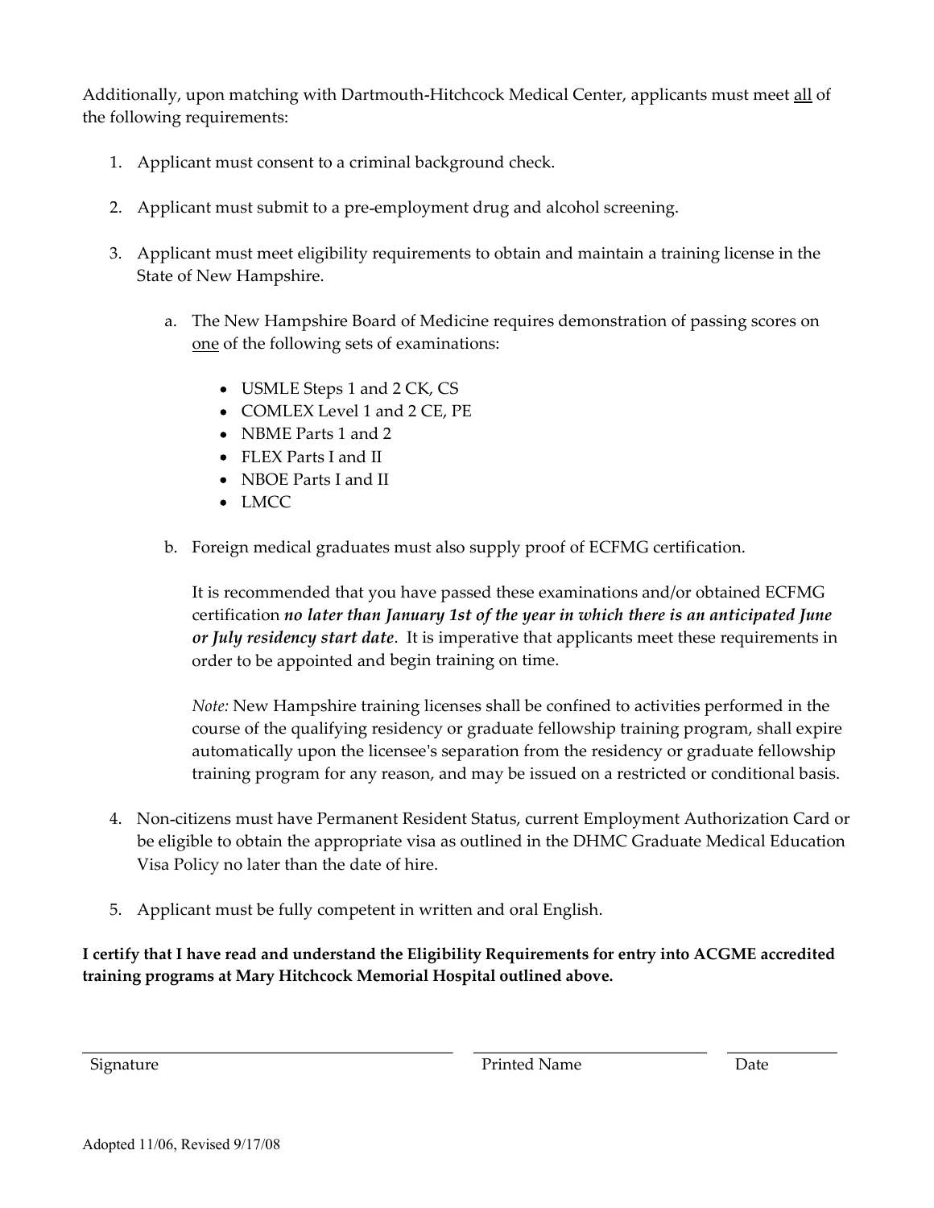Additionally, upon matching with Dartmouth-Hitchcock Medical Center, applicants must meet <u>all</u> of the following requirements:

1. Applicant must consent to a criminal background check.

2. Applicant must submit to a pre-employment drug and alcohol screening.

3. Applicant must meet eligibility requirements to obtain and maintain a training license in the State of New Hampshire.

   a. The New Hampshire Board of Medicine requires demonstration of passing scores on <u>one</u> of the following sets of examinations:

      - USMLE Steps 1 and 2 CK, CS
      - COMLEX Level 1 and 2 CE, PE
      - NBME Parts 1 and 2
      - FLEX Parts I and II
      - NBOE Parts I and II
      - LMCC

   b. Foreign medical graduates must also supply proof of ECFMG certification.

      It is recommended that you have passed these examinations and/or obtained ECFMG certification ***no later than January 1st of the year in which there is an anticipated June or July residency start date***. It is imperative that applicants meet these requirements in order to be appointed and begin training on time.

      *Note:* New Hampshire training licenses shall be confined to activities performed in the course of the qualifying residency or graduate fellowship training program, shall expire automatically upon the licensee's separation from the residency or graduate fellowship training program for any reason, and may be issued on a restricted or conditional basis.

4. Non-citizens must have Permanent Resident Status, current Employment Authorization Card or be eligible to obtain the appropriate visa as outlined in the DHMC Graduate Medical Education Visa Policy no later than the date of hire.

5. Applicant must be fully competent in written and oral English.

**I certify that I have read and understand the Eligibility Requirements for entry into ACGME accredited training programs at Mary Hitchcock Memorial Hospital outlined above.**

\_\_\_\_\_\_\_\_\_\_\_\_\_\_\_\_\_\_\_\_\_\_\_\_\_\_\_\_\_\_\_\_ \_\_\_\_\_\_\_\_\_\_\_\_\_\_\_\_\_\_\_\_\_\_ \_\_\_\_\_\_\_\_\_\_

Signature Printed Name Date

Adopted 11/06, Revised 9/17/08